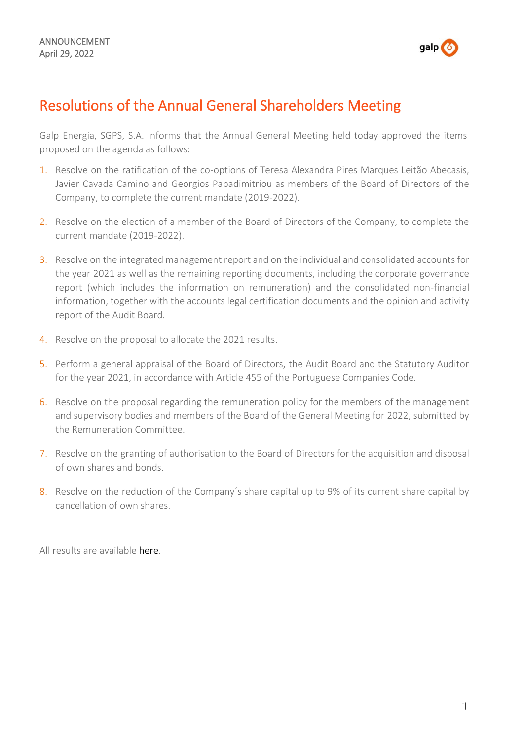ANNOUNCEMENT
April 29, 2022

# Resolutions of the Annual General Shareholders Meeting

Galp Energia, SGPS, S.A. informs that the Annual General Meeting held today approved the items proposed on the agenda as follows:

1. Resolve on the ratification of the co-options of Teresa Alexandra Pires Marques Leitão Abecasis, Javier Cavada Camino and Georgios Papadimitriou as members of the Board of Directors of the Company, to complete the current mandate (2019-2022).

2. Resolve on the election of a member of the Board of Directors of the Company, to complete the current mandate (2019-2022).

3. Resolve on the integrated management report and on the individual and consolidated accounts for the year 2021 as well as the remaining reporting documents, including the corporate governance report (which includes the information on remuneration) and the consolidated non-financial information, together with the accounts legal certification documents and the opinion and activity report of the Audit Board.

4. Resolve on the proposal to allocate the 2021 results.

5. Perform a general appraisal of the Board of Directors, the Audit Board and the Statutory Auditor for the year 2021, in accordance with Article 455 of the Portuguese Companies Code.

6. Resolve on the proposal regarding the remuneration policy for the members of the management and supervisory bodies and members of the Board of the General Meeting for 2022, submitted by the Remuneration Committee.

7. Resolve on the granting of authorisation to the Board of Directors for the acquisition and disposal of own shares and bonds.

8. Resolve on the reduction of the Company´s share capital up to 9% of its current share capital by cancellation of own shares.

All results are available here.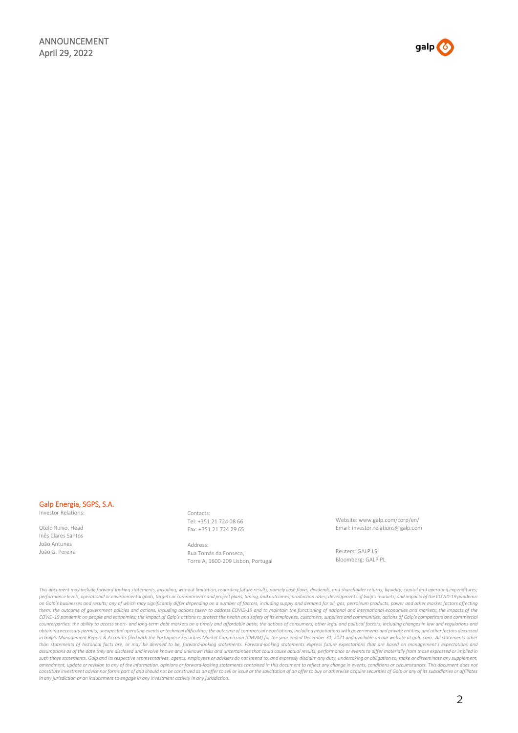**Galp Energia, SGPS, S.A.**

Investor Relations:

Otelo Ruivo, Head
Inês Clares Santos
João Antunes
João G. Pereira

Contacts:
Tel: +351 21 724 08 66
Fax: +351 21 724 29 65

Address:
Rua Tomás da Fonseca,
Torre A, 1600-209 Lisbon, Portugal

Website: www.galp.com/corp/en/
Email: investor.relations@galp.com

Reuters: GALP.LS
Bloomberg: GALP PL

*This document may include forward-looking statements, including, without limitation, regarding future results, namely cash flows, dividends, and shareholder returns; liquidity; capital and operating expenditures; performance levels, operational or environmental goals, targets or commitments and project plans, timing, and outcomes; production rates; developments of Galp's markets; and impacts of the COVID-19 pandemic on Galp's businesses and results; any of which may significantly differ depending on a number of factors, including supply and demand for oil, gas, petroleum products, power and other market factors affecting them; the outcome of government policies and actions, including actions taken to address COVID-19 and to maintain the functioning of national and international economies and markets; the impacts of the COVID-19 pandemic on people and economies; the impact of Galp's actions to protect the health and safety of its employees, customers, suppliers and communities; actions of Galp's competitors and commercial counterparties; the ability to access short- and long-term debt markets on a timely and affordable basis; the actions of consumers; other legal and political factors, including changes in law and regulations and obtaining necessary permits; unexpected operating events or technical difficulties; the outcome of commercial negotiations, including negotiations with governments and private entities; and other factors discussed in Galp's Management Report & Accounts filed with the Portuguese Securities Market Commission (CMVM) for the year ended December 31, 2021 and available on our website at galp.com. All statements other than statements of historical facts are, or may be deemed to be, forward-looking statements. Forward-looking statements express future expectations that are based on management's expectations and assumptions as of the date they are disclosed and involve known and unknown risks and uncertainties that could cause actual results, performance or events to differ materially from those expressed or implied in such those statements. Galp and its respective representatives, agents, employees or advisers do not intend to, and expressly disclaim any duty, undertaking or obligation to, make or disseminate any supplement, amendment, update or revision to any of the information, opinions or forward-looking statements contained in this document to reflect any change in events, conditions or circumstances. This document does not constitute investment advice nor forms part of and should not be construed as an offer to sell or issue or the solicitation of an offer to buy or otherwise acquire securities of Galp or any of its subsidiaries or affiliates in any jurisdiction or an inducement to engage in any investment activity in any jurisdiction.*